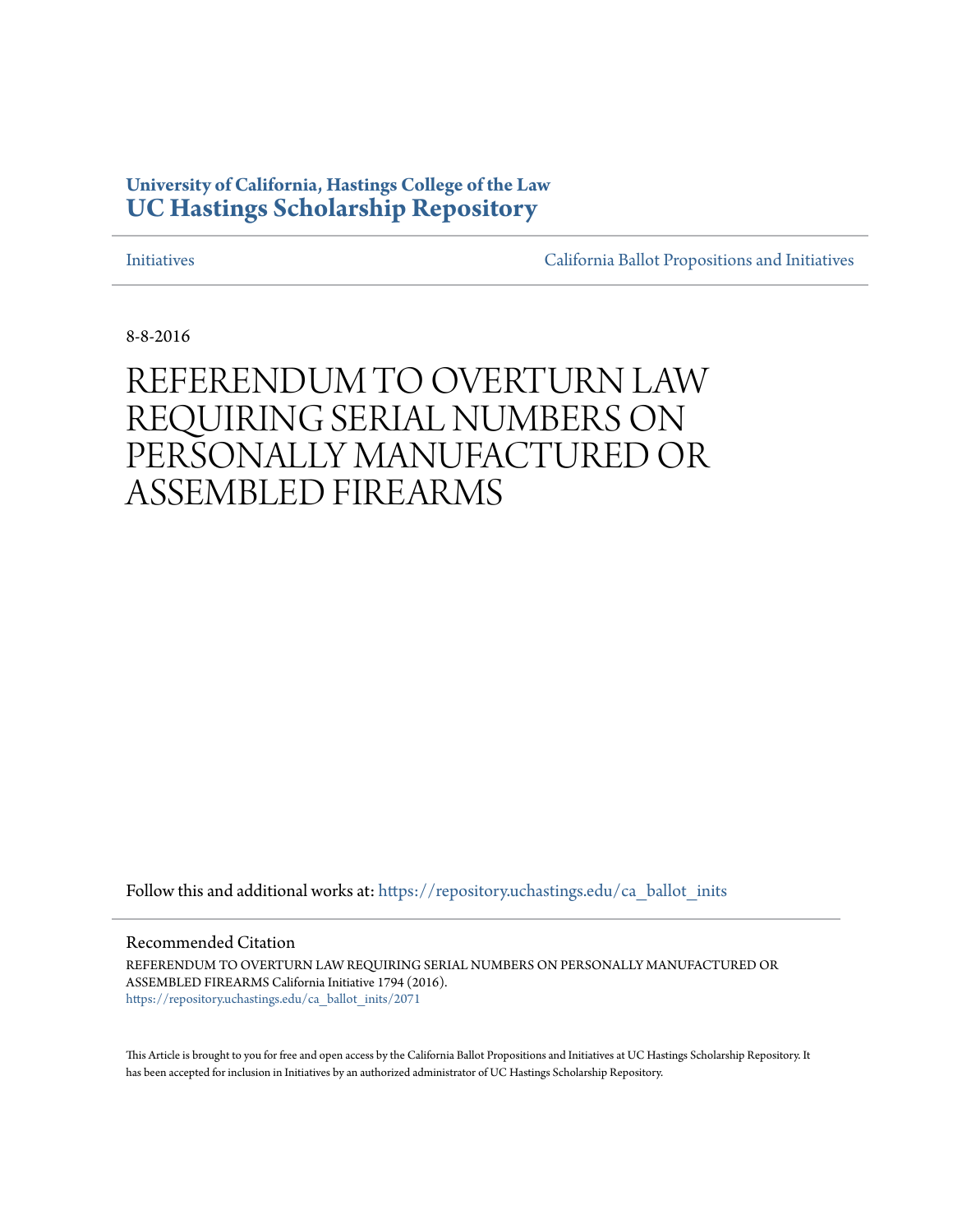University of California, Hastings College of the Law
**UC Hastings Scholarship Repository**

Initiatives | California Ballot Propositions and Initiatives

8-8-2016

# REFERENDUM TO OVERTURN LAW REQUIRING SERIAL NUMBERS ON PERSONALLY MANUFACTURED OR ASSEMBLED FIREARMS

Follow this and additional works at: https://repository.uchastings.edu/ca_ballot_inits

Recommended Citation

REFERENDUM TO OVERTURN LAW REQUIRING SERIAL NUMBERS ON PERSONALLY MANUFACTURED OR ASSEMBLED FIREARMS California Initiative 1794 (2016).
https://repository.uchastings.edu/ca_ballot_inits/2071

This Article is brought to you for free and open access by the California Ballot Propositions and Initiatives at UC Hastings Scholarship Repository. It has been accepted for inclusion in Initiatives by an authorized administrator of UC Hastings Scholarship Repository.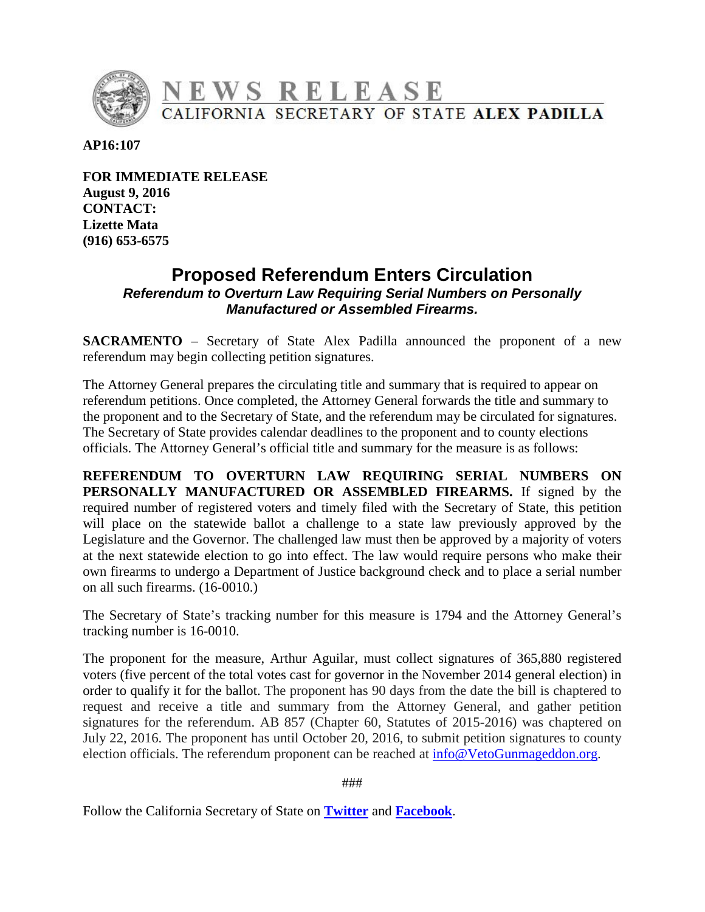# NEWS RELEASE
CALIFORNIA SECRETARY OF STATE **ALEX PADILLA**

**AP16:107**

**FOR IMMEDIATE RELEASE**
**August 9, 2016**
**CONTACT:**
**Lizette Mata**
**(916) 653-6575**

## Proposed Referendum Enters Circulation

***Referendum to Overturn Law Requiring Serial Numbers on Personally Manufactured or Assembled Firearms.***

**SACRAMENTO** – Secretary of State Alex Padilla announced the proponent of a new referendum may begin collecting petition signatures.

The Attorney General prepares the circulating title and summary that is required to appear on referendum petitions. Once completed, the Attorney General forwards the title and summary to the proponent and to the Secretary of State, and the referendum may be circulated for signatures. The Secretary of State provides calendar deadlines to the proponent and to county elections officials. The Attorney General's official title and summary for the measure is as follows:

**REFERENDUM TO OVERTURN LAW REQUIRING SERIAL NUMBERS ON PERSONALLY MANUFACTURED OR ASSEMBLED FIREARMS.** If signed by the required number of registered voters and timely filed with the Secretary of State, this petition will place on the statewide ballot a challenge to a state law previously approved by the Legislature and the Governor. The challenged law must then be approved by a majority of voters at the next statewide election to go into effect. The law would require persons who make their own firearms to undergo a Department of Justice background check and to place a serial number on all such firearms. (16-0010.)

The Secretary of State's tracking number for this measure is 1794 and the Attorney General's tracking number is 16-0010.

The proponent for the measure, Arthur Aguilar, must collect signatures of 365,880 registered voters (five percent of the total votes cast for governor in the November 2014 general election) in order to qualify it for the ballot. The proponent has 90 days from the date the bill is chaptered to request and receive a title and summary from the Attorney General, and gather petition signatures for the referendum. AB 857 (Chapter 60, Statutes of 2015-2016) was chaptered on July 22, 2016. The proponent has until October 20, 2016, to submit petition signatures to county election officials. The referendum proponent can be reached at info@VetoGunmageddon.org.

###

Follow the California Secretary of State on **Twitter** and **Facebook**.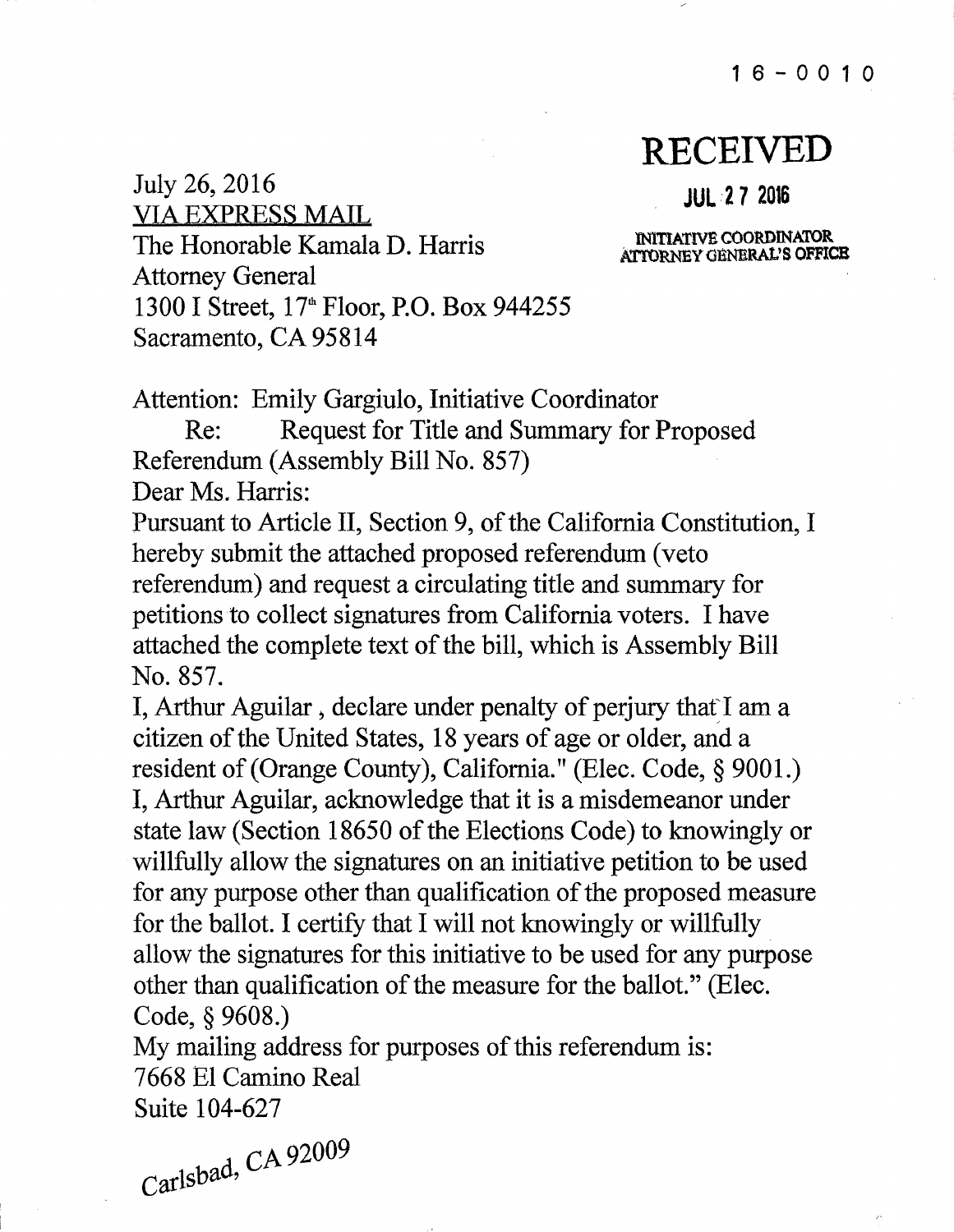16-0010

**RECEIVED**

JUL 27 2016

INITIATIVE COORDINATOR
ATTORNEY GENERAL'S OFFICE

July 26, 2016
VIA EXPRESS MAIL
The Honorable Kamala D. Harris
Attorney General
1300 I Street, 17th Floor, P.O. Box 944255
Sacramento, CA 95814

Attention: Emily Gargiulo, Initiative Coordinator

Re: Request for Title and Summary for Proposed Referendum (Assembly Bill No. 857)

Dear Ms. Harris:

Pursuant to Article II, Section 9, of the California Constitution, I hereby submit the attached proposed referendum (veto referendum) and request a circulating title and summary for petitions to collect signatures from California voters. I have attached the complete text of the bill, which is Assembly Bill No. 857.

I, Arthur Aguilar , declare under penalty of perjury that I am a citizen of the United States, 18 years of age or older, and a resident of (Orange County), California." (Elec. Code, § 9001.)

I, Arthur Aguilar, acknowledge that it is a misdemeanor under state law (Section 18650 of the Elections Code) to knowingly or willfully allow the signatures on an initiative petition to be used for any purpose other than qualification of the proposed measure for the ballot. I certify that I will not knowingly or willfully allow the signatures for this initiative to be used for any purpose other than qualification of the measure for the ballot." (Elec. Code, § 9608.)

My mailing address for purposes of this referendum is:
7668 El Camino Real
Suite 104-627
Carlsbad, CA 92009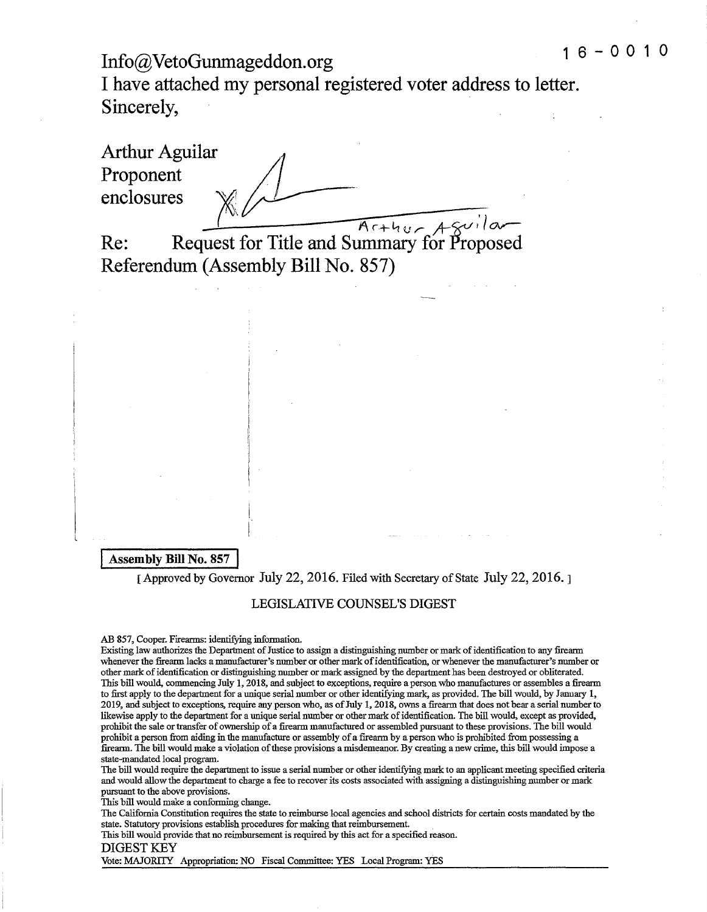16-0010

Info@VetoGunmageddon.org

I have attached my personal registered voter address to letter.

Sincerely,

Arthur Aguilar
Proponent
enclosures

X Arthur Aguilar

Re: Request for Title and Summary for Proposed Referendum (Assembly Bill No. 857)

**Assembly Bill No. 857**

[ Approved by Governor July 22, 2016. Filed with Secretary of State July 22, 2016. ]

LEGISLATIVE COUNSEL'S DIGEST

AB 857, Cooper. Firearms: identifying information.

Existing law authorizes the Department of Justice to assign a distinguishing number or mark of identification to any firearm whenever the firearm lacks a manufacturer's number or other mark of identification, or whenever the manufacturer's number or other mark of identification or distinguishing number or mark assigned by the department has been destroyed or obliterated.

This bill would, commencing July 1, 2018, and subject to exceptions, require a person who manufactures or assembles a firearm to first apply to the department for a unique serial number or other identifying mark, as provided. The bill would, by January 1, 2019, and subject to exceptions, require any person who, as of July 1, 2018, owns a firearm that does not bear a serial number to likewise apply to the department for a unique serial number or other mark of identification. The bill would, except as provided, prohibit the sale or transfer of ownership of a firearm manufactured or assembled pursuant to these provisions. The bill would prohibit a person from aiding in the manufacture or assembly of a firearm by a person who is prohibited from possessing a firearm. The bill would make a violation of these provisions a misdemeanor. By creating a new crime, this bill would impose a state-mandated local program.

The bill would require the department to issue a serial number or other identifying mark to an applicant meeting specified criteria and would allow the department to charge a fee to recover its costs associated with assigning a distinguishing number or mark pursuant to the above provisions.

This bill would make a conforming change.

The California Constitution requires the state to reimburse local agencies and school districts for certain costs mandated by the state. Statutory provisions establish procedures for making that reimbursement.

This bill would provide that no reimbursement is required by this act for a specified reason.

DIGEST KEY

Vote: MAJORITY Appropriation: NO Fiscal Committee: YES Local Program: YES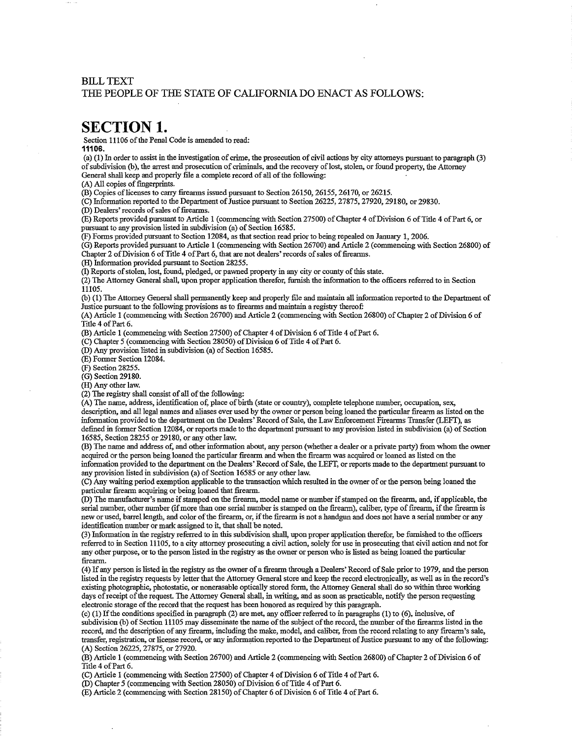BILL TEXT

THE PEOPLE OF THE STATE OF CALIFORNIA DO ENACT AS FOLLOWS:

# SECTION 1.

Section 11106 of the Penal Code is amended to read:

**11106.**

(a) (1) In order to assist in the investigation of crime, the prosecution of civil actions by city attorneys pursuant to paragraph (3) of subdivision (b), the arrest and prosecution of criminals, and the recovery of lost, stolen, or found property, the Attorney General shall keep and properly file a complete record of all of the following:

(A) All copies of fingerprints.

(B) Copies of licenses to carry firearms issued pursuant to Section 26150, 26155, 26170, or 26215.

(C) Information reported to the Department of Justice pursuant to Section 26225, 27875, 27920, 29180, or 29830.

(D) Dealers' records of sales of firearms.

(E) Reports provided pursuant to Article 1 (commencing with Section 27500) of Chapter 4 of Division 6 of Title 4 of Part 6, or pursuant to any provision listed in subdivision (a) of Section 16585.

(F) Forms provided pursuant to Section 12084, as that section read prior to being repealed on January 1, 2006.

(G) Reports provided pursuant to Article 1 (commencing with Section 26700) and Article 2 (commencing with Section 26800) of Chapter 2 of Division 6 of Title 4 of Part 6, that are not dealers' records of sales of firearms.

(H) Information provided pursuant to Section 28255.

(I) Reports of stolen, lost, found, pledged, or pawned property in any city or county of this state.

(2) The Attorney General shall, upon proper application therefor, furnish the information to the officers referred to in Section 11105.

(b) (1) The Attorney General shall permanently keep and properly file and maintain all information reported to the Department of Justice pursuant to the following provisions as to firearms and maintain a registry thereof:

(A) Article 1 (commencing with Section 26700) and Article 2 (commencing with Section 26800) of Chapter 2 of Division 6 of Title 4 of Part 6.

(B) Article 1 (commencing with Section 27500) of Chapter 4 of Division 6 of Title 4 of Part 6.

(C) Chapter 5 (commencing with Section 28050) of Division 6 of Title 4 of Part 6.

(D) Any provision listed in subdivision (a) of Section 16585.

(E) Former Section 12084.

(F) Section 28255.

(G) Section 29180.

(H) Any other law.

(2) The registry shall consist of all of the following:

(A) The name, address, identification of, place of birth (state or country), complete telephone number, occupation, sex, description, and all legal names and aliases ever used by the owner or person being loaned the particular firearm as listed on the information provided to the department on the Dealers' Record of Sale, the Law Enforcement Firearms Transfer (LEFT), as defined in former Section 12084, or reports made to the department pursuant to any provision listed in subdivision (a) of Section 16585, Section 28255 or 29180, or any other law.

(B) The name and address of, and other information about, any person (whether a dealer or a private party) from whom the owner acquired or the person being loaned the particular firearm and when the firearm was acquired or loaned as listed on the information provided to the department on the Dealers' Record of Sale, the LEFT, or reports made to the department pursuant to any provision listed in subdivision (a) of Section 16585 or any other law.

(C) Any waiting period exemption applicable to the transaction which resulted in the owner of or the person being loaned the particular firearm acquiring or being loaned that firearm.

(D) The manufacturer's name if stamped on the firearm, model name or number if stamped on the firearm, and, if applicable, the serial number, other number (if more than one serial number is stamped on the firearm), caliber, type of firearm, if the firearm is new or used, barrel length, and color of the firearm, or, if the firearm is not a handgun and does not have a serial number or any identification number or mark assigned to it, that shall be noted.

(3) Information in the registry referred to in this subdivision shall, upon proper application therefor, be furnished to the officers referred to in Section 11105, to a city attorney prosecuting a civil action, solely for use in prosecuting that civil action and not for any other purpose, or to the person listed in the registry as the owner or person who is listed as being loaned the particular firearm.

(4) If any person is listed in the registry as the owner of a firearm through a Dealers' Record of Sale prior to 1979, and the person listed in the registry requests by letter that the Attorney General store and keep the record electronically, as well as in the record's existing photographic, photostatic, or nonerasable optically stored form, the Attorney General shall do so within three working days of receipt of the request. The Attorney General shall, in writing, and as soon as practicable, notify the person requesting electronic storage of the record that the request has been honored as required by this paragraph.

(c) (1) If the conditions specified in paragraph (2) are met, any officer referred to in paragraphs (1) to (6), inclusive, of subdivision (b) of Section 11105 may disseminate the name of the subject of the record, the number of the firearms listed in the record, and the description of any firearm, including the make, model, and caliber, from the record relating to any firearm's sale, transfer, registration, or license record, or any information reported to the Department of Justice pursuant to any of the following:

(A) Section 26225, 27875, or 27920.

(B) Article 1 (commencing with Section 26700) and Article 2 (commencing with Section 26800) of Chapter 2 of Division 6 of Title 4 of Part 6.

(C) Article 1 (commencing with Section 27500) of Chapter 4 of Division 6 of Title 4 of Part 6.

(D) Chapter 5 (commencing with Section 28050) of Division 6 of Title 4 of Part 6.

(E) Article 2 (commencing with Section 28150) of Chapter 6 of Division 6 of Title 4 of Part 6.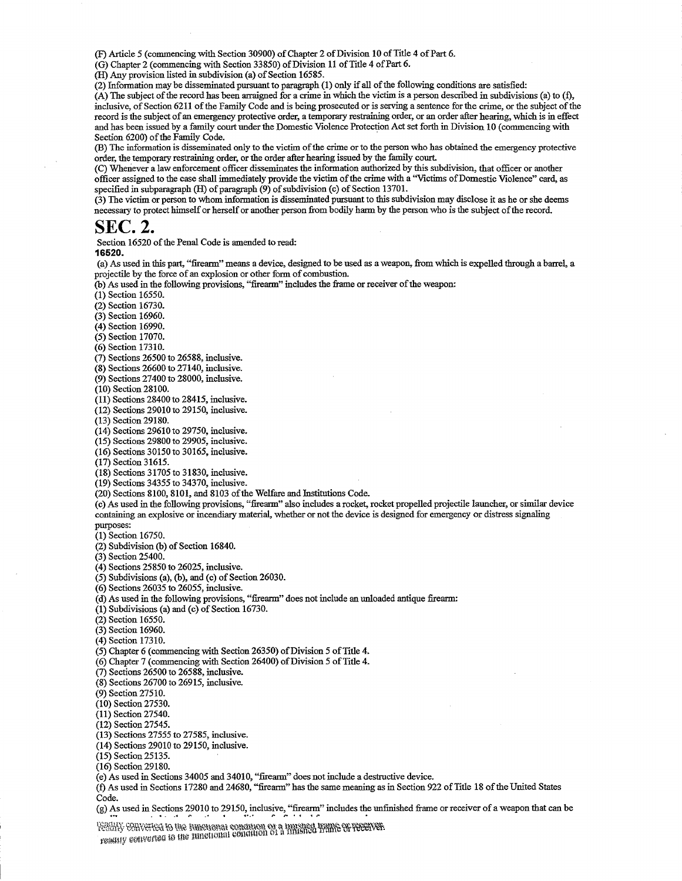(F) Article 5 (commencing with Section 30900) of Chapter 2 of Division 10 of Title 4 of Part 6.
(G) Chapter 2 (commencing with Section 33850) of Division 11 of Title 4 of Part 6.
(H) Any provision listed in subdivision (a) of Section 16585.
(2) Information may be disseminated pursuant to paragraph (1) only if all of the following conditions are satisfied:
(A) The subject of the record has been arraigned for a crime in which the victim is a person described in subdivisions (a) to (f), inclusive, of Section 6211 of the Family Code and is being prosecuted or is serving a sentence for the crime, or the subject of the record is the subject of an emergency protective order, a temporary restraining order, or an order after hearing, which is in effect and has been issued by a family court under the Domestic Violence Protection Act set forth in Division 10 (commencing with Section 6200) of the Family Code.
(B) The information is disseminated only to the victim of the crime or to the person who has obtained the emergency protective order, the temporary restraining order, or the order after hearing issued by the family court.
(C) Whenever a law enforcement officer disseminates the information authorized by this subdivision, that officer or another officer assigned to the case shall immediately provide the victim of the crime with a "Victims of Domestic Violence" card, as specified in subparagraph (H) of paragraph (9) of subdivision (c) of Section 13701.
(3) The victim or person to whom information is disseminated pursuant to this subdivision may disclose it as he or she deems necessary to protect himself or herself or another person from bodily harm by the person who is the subject of the record.

# SEC. 2.

Section 16520 of the Penal Code is amended to read:

**16520.**

(a) As used in this part, "firearm" means a device, designed to be used as a weapon, from which is expelled through a barrel, a projectile by the force of an explosion or other form of combustion.
(b) As used in the following provisions, "firearm" includes the frame or receiver of the weapon:
(1) Section 16550.
(2) Section 16730.
(3) Section 16960.
(4) Section 16990.
(5) Section 17070.
(6) Section 17310.
(7) Sections 26500 to 26588, inclusive.
(8) Sections 26600 to 27140, inclusive.
(9) Sections 27400 to 28000, inclusive.
(10) Section 28100.
(11) Sections 28400 to 28415, inclusive.
(12) Sections 29010 to 29150, inclusive.
(13) Section 29180.
(14) Sections 29610 to 29750, inclusive.
(15) Sections 29800 to 29905, inclusive.
(16) Sections 30150 to 30165, inclusive.
(17) Section 31615.
(18) Sections 31705 to 31830, inclusive.
(19) Sections 34355 to 34370, inclusive.
(20) Sections 8100, 8101, and 8103 of the Welfare and Institutions Code.
(c) As used in the following provisions, "firearm" also includes a rocket, rocket propelled projectile launcher, or similar device containing an explosive or incendiary material, whether or not the device is designed for emergency or distress signaling purposes:
(1) Section 16750.
(2) Subdivision (b) of Section 16840.
(3) Section 25400.
(4) Sections 25850 to 26025, inclusive.
(5) Subdivisions (a), (b), and (c) of Section 26030.
(6) Sections 26035 to 26055, inclusive.
(d) As used in the following provisions, "firearm" does not include an unloaded antique firearm:
(1) Subdivisions (a) and (c) of Section 16730.
(2) Section 16550.
(3) Section 16960.
(4) Section 17310.
(5) Chapter 6 (commencing with Section 26350) of Division 5 of Title 4.
(6) Chapter 7 (commencing with Section 26400) of Division 5 of Title 4.
(7) Sections 26500 to 26588, inclusive.
(8) Sections 26700 to 26915, inclusive.
(9) Section 27510.
(10) Section 27530.
(11) Section 27540.
(12) Section 27545.
(13) Sections 27555 to 27585, inclusive.
(14) Sections 29010 to 29150, inclusive.
(15) Section 25135.
(16) Section 29180.
(e) As used in Sections 34005 and 34010, "firearm" does not include a destructive device.
(f) As used in Sections 17280 and 24680, "firearm" has the same meaning as in Section 922 of Title 18 of the United States Code.
(g) As used in Sections 29010 to 29150, inclusive, "firearm" includes the unfinished frame or receiver of a weapon that can be readily converted to the functional condition of a finished frame or receiver.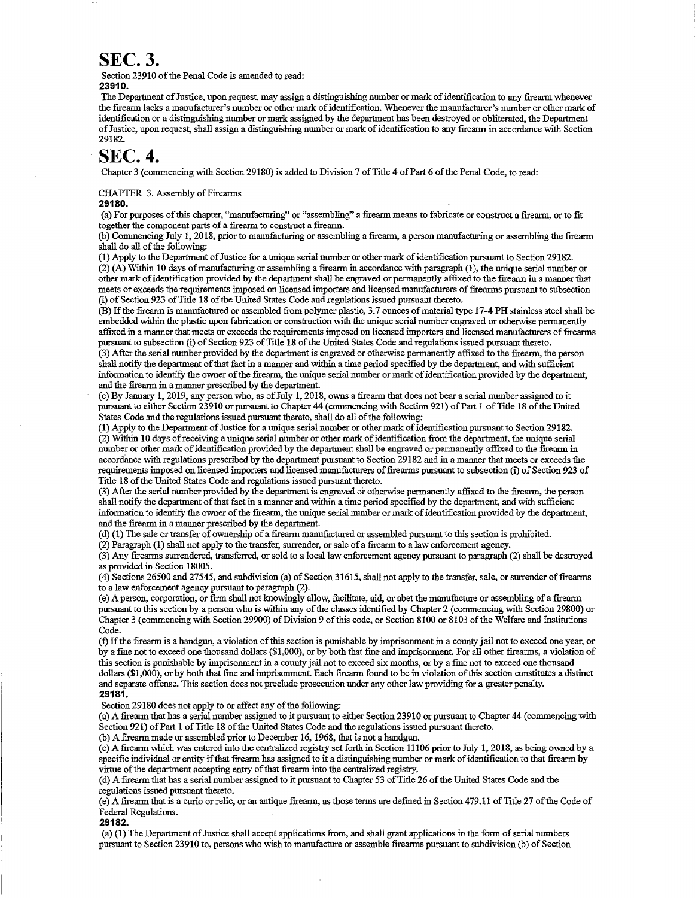# SEC. 3.

Section 23910 of the Penal Code is amended to read:

**23910.**

The Department of Justice, upon request, may assign a distinguishing number or mark of identification to any firearm whenever the firearm lacks a manufacturer's number or other mark of identification. Whenever the manufacturer's number or other mark of identification or a distinguishing number or mark assigned by the department has been destroyed or obliterated, the Department of Justice, upon request, shall assign a distinguishing number or mark of identification to any firearm in accordance with Section 29182.

# SEC. 4.

Chapter 3 (commencing with Section 29180) is added to Division 7 of Title 4 of Part 6 of the Penal Code, to read:

CHAPTER 3. Assembly of Firearms

**29180.**

(a) For purposes of this chapter, "manufacturing" or "assembling" a firearm means to fabricate or construct a firearm, or to fit together the component parts of a firearm to construct a firearm.

(b) Commencing July 1, 2018, prior to manufacturing or assembling a firearm, a person manufacturing or assembling the firearm shall do all of the following:

(1) Apply to the Department of Justice for a unique serial number or other mark of identification pursuant to Section 29182.

(2) (A) Within 10 days of manufacturing or assembling a firearm in accordance with paragraph (1), the unique serial number or other mark of identification provided by the department shall be engraved or permanently affixed to the firearm in a manner that meets or exceeds the requirements imposed on licensed importers and licensed manufacturers of firearms pursuant to subsection (i) of Section 923 of Title 18 of the United States Code and regulations issued pursuant thereto.

(B) If the firearm is manufactured or assembled from polymer plastic, 3.7 ounces of material type 17-4 PH stainless steel shall be embedded within the plastic upon fabrication or construction with the unique serial number engraved or otherwise permanently affixed in a manner that meets or exceeds the requirements imposed on licensed importers and licensed manufacturers of firearms pursuant to subsection (i) of Section 923 of Title 18 of the United States Code and regulations issued pursuant thereto.

(3) After the serial number provided by the department is engraved or otherwise permanently affixed to the firearm, the person shall notify the department of that fact in a manner and within a time period specified by the department, and with sufficient information to identify the owner of the firearm, the unique serial number or mark of identification provided by the department, and the firearm in a manner prescribed by the department.

(c) By January 1, 2019, any person who, as of July 1, 2018, owns a firearm that does not bear a serial number assigned to it pursuant to either Section 23910 or pursuant to Chapter 44 (commencing with Section 921) of Part 1 of Title 18 of the United States Code and the regulations issued pursuant thereto, shall do all of the following:

(1) Apply to the Department of Justice for a unique serial number or other mark of identification pursuant to Section 29182.

(2) Within 10 days of receiving a unique serial number or other mark of identification from the department, the unique serial number or other mark of identification provided by the department shall be engraved or permanently affixed to the firearm in accordance with regulations prescribed by the department pursuant to Section 29182 and in a manner that meets or exceeds the requirements imposed on licensed importers and licensed manufacturers of firearms pursuant to subsection (i) of Section 923 of Title 18 of the United States Code and regulations issued pursuant thereto.

(3) After the serial number provided by the department is engraved or otherwise permanently affixed to the firearm, the person shall notify the department of that fact in a manner and within a time period specified by the department, and with sufficient information to identify the owner of the firearm, the unique serial number or mark of identification provided by the department, and the firearm in a manner prescribed by the department.

(d) (1) The sale or transfer of ownership of a firearm manufactured or assembled pursuant to this section is prohibited.

(2) Paragraph (1) shall not apply to the transfer, surrender, or sale of a firearm to a law enforcement agency.

(3) Any firearms surrendered, transferred, or sold to a local law enforcement agency pursuant to paragraph (2) shall be destroyed as provided in Section 18005.

(4) Sections 26500 and 27545, and subdivision (a) of Section 31615, shall not apply to the transfer, sale, or surrender of firearms to a law enforcement agency pursuant to paragraph (2).

(e) A person, corporation, or firm shall not knowingly allow, facilitate, aid, or abet the manufacture or assembling of a firearm pursuant to this section by a person who is within any of the classes identified by Chapter 2 (commencing with Section 29800) or Chapter 3 (commencing with Section 29900) of Division 9 of this code, or Section 8100 or 8103 of the Welfare and Institutions Code.

(f) If the firearm is a handgun, a violation of this section is punishable by imprisonment in a county jail not to exceed one year, or by a fine not to exceed one thousand dollars ($1,000), or by both that fine and imprisonment. For all other firearms, a violation of this section is punishable by imprisonment in a county jail not to exceed six months, or by a fine not to exceed one thousand dollars ($1,000), or by both that fine and imprisonment. Each firearm found to be in violation of this section constitutes a distinct and separate offense. This section does not preclude prosecution under any other law providing for a greater penalty.

**29181.**

Section 29180 does not apply to or affect any of the following:

(a) A firearm that has a serial number assigned to it pursuant to either Section 23910 or pursuant to Chapter 44 (commencing with Section 921) of Part 1 of Title 18 of the United States Code and the regulations issued pursuant thereto.

(b) A firearm made or assembled prior to December 16, 1968, that is not a handgun.

(c) A firearm which was entered into the centralized registry set forth in Section 11106 prior to July 1, 2018, as being owned by a specific individual or entity if that firearm has assigned to it a distinguishing number or mark of identification to that firearm by virtue of the department accepting entry of that firearm into the centralized registry.

(d) A firearm that has a serial number assigned to it pursuant to Chapter 53 of Title 26 of the United States Code and the regulations issued pursuant thereto.

(e) A firearm that is a curio or relic, or an antique firearm, as those terms are defined in Section 479.11 of Title 27 of the Code of Federal Regulations.

**29182.**

(a) (1) The Department of Justice shall accept applications from, and shall grant applications in the form of serial numbers pursuant to Section 23910 to, persons who wish to manufacture or assemble firearms pursuant to subdivision (b) of Section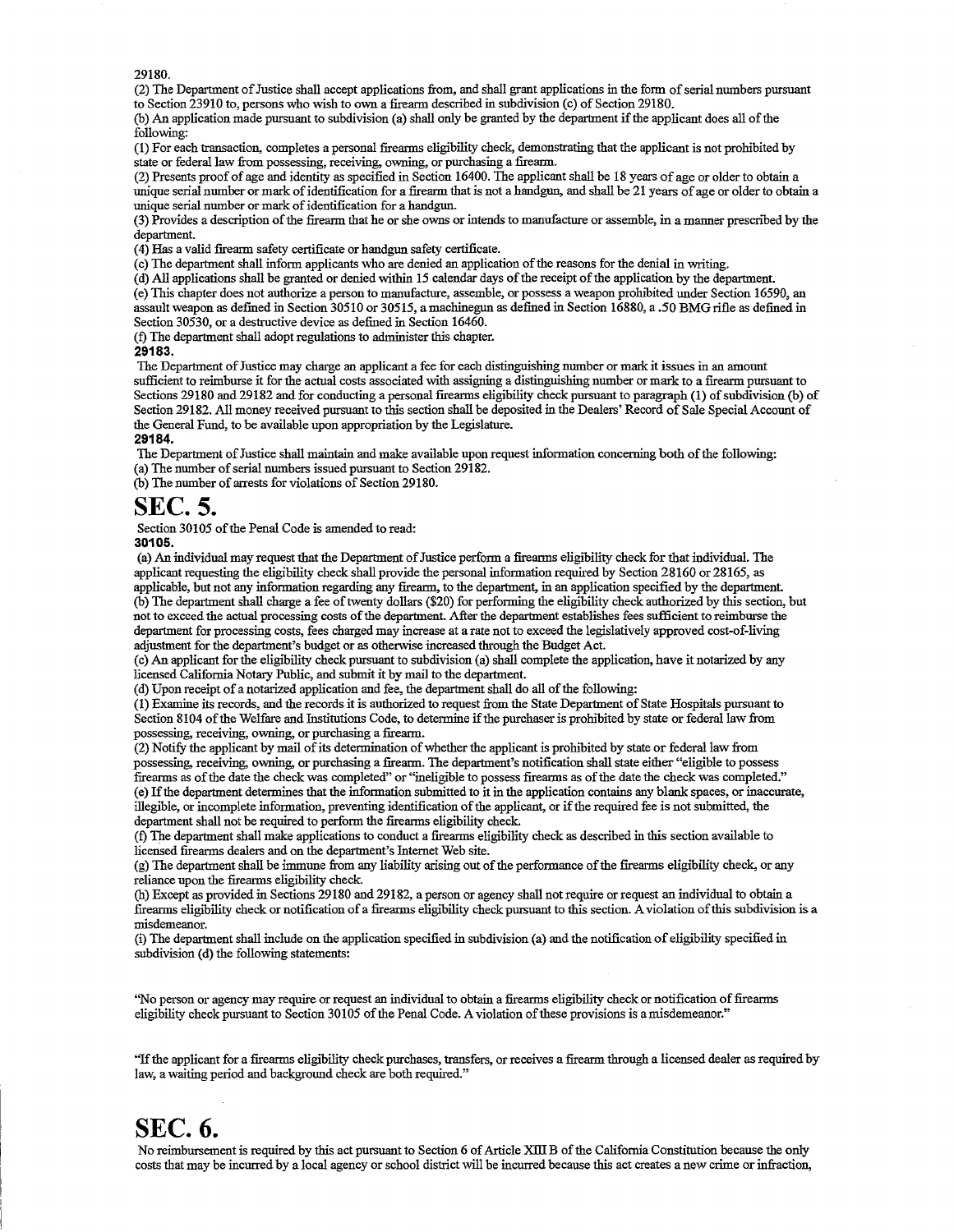29180.

(2) The Department of Justice shall accept applications from, and shall grant applications in the form of serial numbers pursuant to Section 23910 to, persons who wish to own a firearm described in subdivision (c) of Section 29180.

(b) An application made pursuant to subdivision (a) shall only be granted by the department if the applicant does all of the following:

(1) For each transaction, completes a personal firearms eligibility check, demonstrating that the applicant is not prohibited by state or federal law from possessing, receiving, owning, or purchasing a firearm.

(2) Presents proof of age and identity as specified in Section 16400. The applicant shall be 18 years of age or older to obtain a unique serial number or mark of identification for a firearm that is not a handgun, and shall be 21 years of age or older to obtain a unique serial number or mark of identification for a handgun.

(3) Provides a description of the firearm that he or she owns or intends to manufacture or assemble, in a manner prescribed by the department.

(4) Has a valid firearm safety certificate or handgun safety certificate.

(c) The department shall inform applicants who are denied an application of the reasons for the denial in writing.

(d) All applications shall be granted or denied within 15 calendar days of the receipt of the application by the department.

(e) This chapter does not authorize a person to manufacture, assemble, or possess a weapon prohibited under Section 16590, an assault weapon as defined in Section 30510 or 30515, a machinegun as defined in Section 16880, a .50 BMG rifle as defined in Section 30530, or a destructive device as defined in Section 16460.

(f) The department shall adopt regulations to administer this chapter.

**29183.**

The Department of Justice may charge an applicant a fee for each distinguishing number or mark it issues in an amount sufficient to reimburse it for the actual costs associated with assigning a distinguishing number or mark to a firearm pursuant to Sections 29180 and 29182 and for conducting a personal firearms eligibility check pursuant to paragraph (1) of subdivision (b) of Section 29182. All money received pursuant to this section shall be deposited in the Dealers' Record of Sale Special Account of the General Fund, to be available upon appropriation by the Legislature.

**29184.**

The Department of Justice shall maintain and make available upon request information concerning both of the following:

(a) The number of serial numbers issued pursuant to Section 29182.

(b) The number of arrests for violations of Section 29180.

# SEC. 5.

Section 30105 of the Penal Code is amended to read:

**30105.**

(a) An individual may request that the Department of Justice perform a firearms eligibility check for that individual. The applicant requesting the eligibility check shall provide the personal information required by Section 28160 or 28165, as applicable, but not any information regarding any firearm, to the department, in an application specified by the department.

(b) The department shall charge a fee of twenty dollars ($20) for performing the eligibility check authorized by this section, but not to exceed the actual processing costs of the department. After the department establishes fees sufficient to reimburse the department for processing costs, fees charged may increase at a rate not to exceed the legislatively approved cost-of-living adjustment for the department's budget or as otherwise increased through the Budget Act.

(c) An applicant for the eligibility check pursuant to subdivision (a) shall complete the application, have it notarized by any licensed California Notary Public, and submit it by mail to the department.

(d) Upon receipt of a notarized application and fee, the department shall do all of the following:

(1) Examine its records, and the records it is authorized to request from the State Department of State Hospitals pursuant to Section 8104 of the Welfare and Institutions Code, to determine if the purchaser is prohibited by state or federal law from possessing, receiving, owning, or purchasing a firearm.

(2) Notify the applicant by mail of its determination of whether the applicant is prohibited by state or federal law from possessing, receiving, owning, or purchasing a firearm. The department's notification shall state either "eligible to possess firearms as of the date the check was completed" or "ineligible to possess firearms as of the date the check was completed."

(e) If the department determines that the information submitted to it in the application contains any blank spaces, or inaccurate, illegible, or incomplete information, preventing identification of the applicant, or if the required fee is not submitted, the department shall not be required to perform the firearms eligibility check.

(f) The department shall make applications to conduct a firearms eligibility check as described in this section available to licensed firearms dealers and on the department's Internet Web site.

(g) The department shall be immune from any liability arising out of the performance of the firearms eligibility check, or any reliance upon the firearms eligibility check.

(h) Except as provided in Sections 29180 and 29182, a person or agency shall not require or request an individual to obtain a firearms eligibility check or notification of a firearms eligibility check pursuant to this section. A violation of this subdivision is a misdemeanor.

(i) The department shall include on the application specified in subdivision (a) and the notification of eligibility specified in subdivision (d) the following statements:

"No person or agency may require or request an individual to obtain a firearms eligibility check or notification of firearms eligibility check pursuant to Section 30105 of the Penal Code. A violation of these provisions is a misdemeanor."

"If the applicant for a firearms eligibility check purchases, transfers, or receives a firearm through a licensed dealer as required by law, a waiting period and background check are both required."

# SEC. 6.

No reimbursement is required by this act pursuant to Section 6 of Article XIII B of the California Constitution because the only costs that may be incurred by a local agency or school district will be incurred because this act creates a new crime or infraction,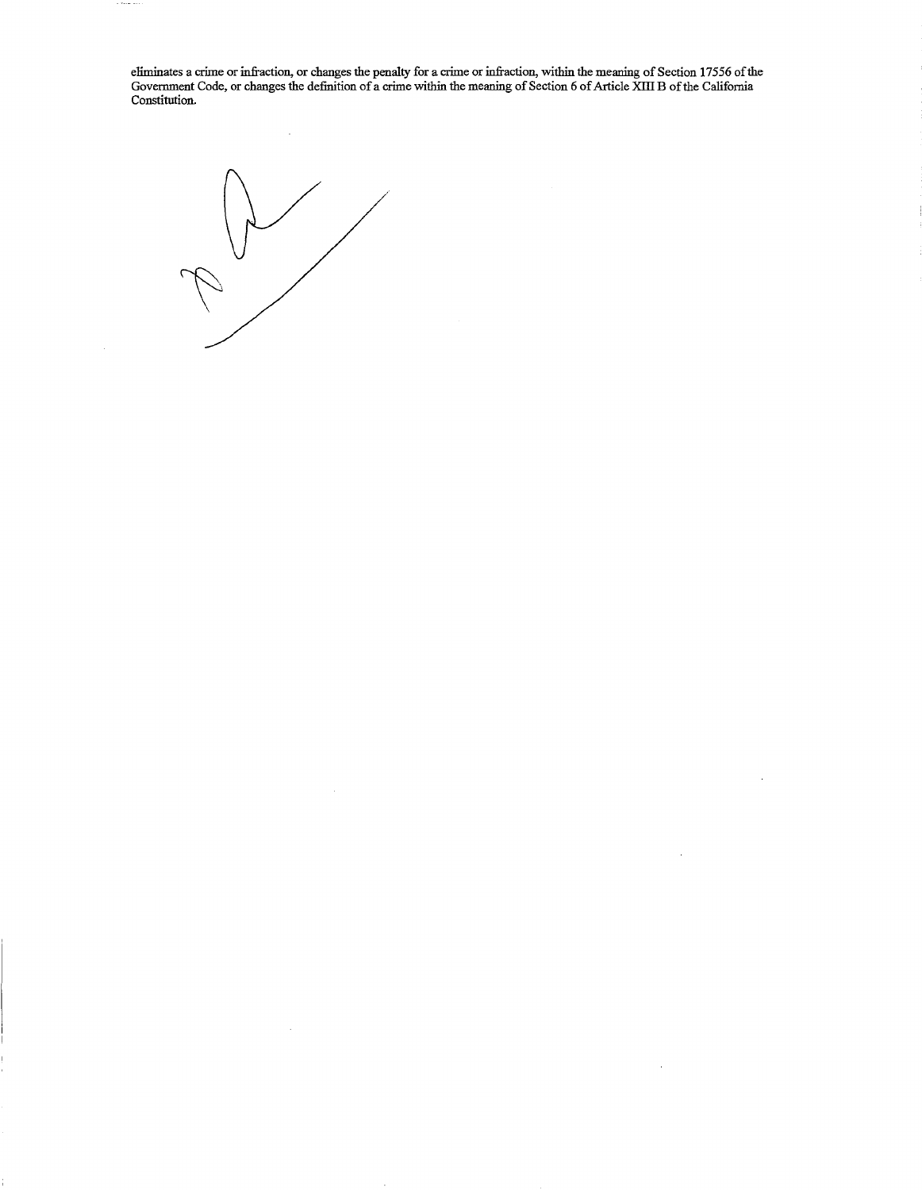eliminates a crime or infraction, or changes the penalty for a crime or infraction, within the meaning of Section 17556 of the Government Code, or changes the definition of a crime within the meaning of Section 6 of Article XIII B of the California Constitution.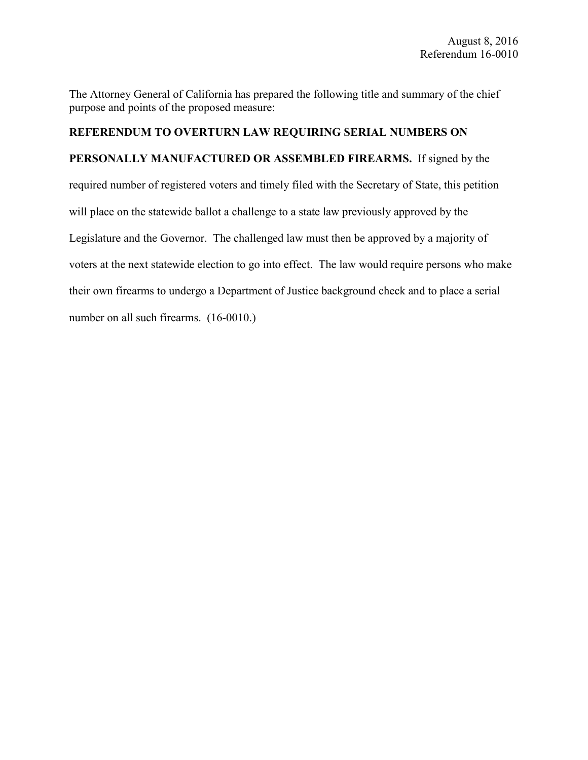August 8, 2016
Referendum 16-0010

The Attorney General of California has prepared the following title and summary of the chief purpose and points of the proposed measure:

**REFERENDUM TO OVERTURN LAW REQUIRING SERIAL NUMBERS ON PERSONALLY MANUFACTURED OR ASSEMBLED FIREARMS.** If signed by the required number of registered voters and timely filed with the Secretary of State, this petition will place on the statewide ballot a challenge to a state law previously approved by the Legislature and the Governor. The challenged law must then be approved by a majority of voters at the next statewide election to go into effect. The law would require persons who make their own firearms to undergo a Department of Justice background check and to place a serial number on all such firearms. (16-0010.)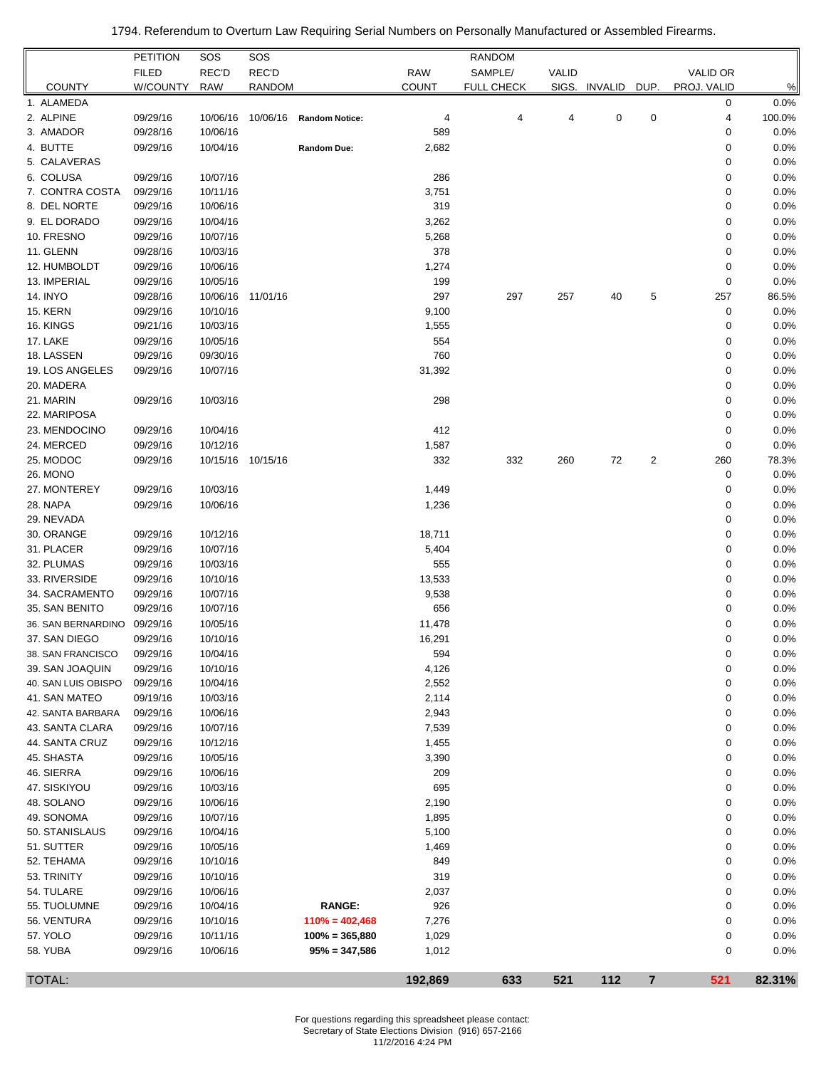1794. Referendum to Overturn Law Requiring Serial Numbers on Personally Manufactured or Assembled Firearms.

| COUNTY | PETITION FILED W/COUNTY | SOS REC'D RAW | SOS REC'D RANDOM | | RAW COUNT | RANDOM SAMPLE/ FULL CHECK | VALID SIGS. | INVALID | DUP. | VALID OR PROJ. VALID | % |
|---|---|---|---|---|---|---|---|---|---|---|---|
| 1. ALAMEDA | | | | | | | | | | 0 | 0.0% |
| 2. ALPINE | 09/29/16 | 10/06/16 | 10/06/16 | **Random Notice:** | 4 | 4 | 4 | 0 | 0 | 4 | 100.0% |
| 3. AMADOR | 09/28/16 | 10/06/16 | | | 589 | | | | | 0 | 0.0% |
| 4. BUTTE | 09/29/16 | 10/04/16 | | **Random Due:** | 2,682 | | | | | 0 | 0.0% |
| 5. CALAVERAS | | | | | | | | | | 0 | 0.0% |
| 6. COLUSA | 09/29/16 | 10/07/16 | | | 286 | | | | | 0 | 0.0% |
| 7. CONTRA COSTA | 09/29/16 | 10/11/16 | | | 3,751 | | | | | 0 | 0.0% |
| 8. DEL NORTE | 09/29/16 | 10/06/16 | | | 319 | | | | | 0 | 0.0% |
| 9. EL DORADO | 09/29/16 | 10/04/16 | | | 3,262 | | | | | 0 | 0.0% |
| 10. FRESNO | 09/29/16 | 10/07/16 | | | 5,268 | | | | | 0 | 0.0% |
| 11. GLENN | 09/28/16 | 10/03/16 | | | 378 | | | | | 0 | 0.0% |
| 12. HUMBOLDT | 09/29/16 | 10/06/16 | | | 1,274 | | | | | 0 | 0.0% |
| 13. IMPERIAL | 09/29/16 | 10/05/16 | | | 199 | | | | | 0 | 0.0% |
| 14. INYO | 09/28/16 | 10/06/16 | 11/01/16 | | 297 | 297 | 257 | 40 | 5 | 257 | 86.5% |
| 15. KERN | 09/29/16 | 10/10/16 | | | 9,100 | | | | | 0 | 0.0% |
| 16. KINGS | 09/21/16 | 10/03/16 | | | 1,555 | | | | | 0 | 0.0% |
| 17. LAKE | 09/29/16 | 10/05/16 | | | 554 | | | | | 0 | 0.0% |
| 18. LASSEN | 09/29/16 | 09/30/16 | | | 760 | | | | | 0 | 0.0% |
| 19. LOS ANGELES | 09/29/16 | 10/07/16 | | | 31,392 | | | | | 0 | 0.0% |
| 20. MADERA | | | | | | | | | | 0 | 0.0% |
| 21. MARIN | 09/29/16 | 10/03/16 | | | 298 | | | | | 0 | 0.0% |
| 22. MARIPOSA | | | | | | | | | | 0 | 0.0% |
| 23. MENDOCINO | 09/29/16 | 10/04/16 | | | 412 | | | | | 0 | 0.0% |
| 24. MERCED | 09/29/16 | 10/12/16 | | | 1,587 | | | | | 0 | 0.0% |
| 25. MODOC | 09/29/16 | 10/15/16 | 10/15/16 | | 332 | 332 | 260 | 72 | 2 | 260 | 78.3% |
| 26. MONO | | | | | | | | | | 0 | 0.0% |
| 27. MONTEREY | 09/29/16 | 10/03/16 | | | 1,449 | | | | | 0 | 0.0% |
| 28. NAPA | 09/29/16 | 10/06/16 | | | 1,236 | | | | | 0 | 0.0% |
| 29. NEVADA | | | | | | | | | | 0 | 0.0% |
| 30. ORANGE | 09/29/16 | 10/12/16 | | | 18,711 | | | | | 0 | 0.0% |
| 31. PLACER | 09/29/16 | 10/07/16 | | | 5,404 | | | | | 0 | 0.0% |
| 32. PLUMAS | 09/29/16 | 10/03/16 | | | 555 | | | | | 0 | 0.0% |
| 33. RIVERSIDE | 09/29/16 | 10/10/16 | | | 13,533 | | | | | 0 | 0.0% |
| 34. SACRAMENTO | 09/29/16 | 10/07/16 | | | 9,538 | | | | | 0 | 0.0% |
| 35. SAN BENITO | 09/29/16 | 10/07/16 | | | 656 | | | | | 0 | 0.0% |
| 36. SAN BERNARDINO | 09/29/16 | 10/05/16 | | | 11,478 | | | | | 0 | 0.0% |
| 37. SAN DIEGO | 09/29/16 | 10/10/16 | | | 16,291 | | | | | 0 | 0.0% |
| 38. SAN FRANCISCO | 09/29/16 | 10/04/16 | | | 594 | | | | | 0 | 0.0% |
| 39. SAN JOAQUIN | 09/29/16 | 10/10/16 | | | 4,126 | | | | | 0 | 0.0% |
| 40. SAN LUIS OBISPO | 09/29/16 | 10/04/16 | | | 2,552 | | | | | 0 | 0.0% |
| 41. SAN MATEO | 09/19/16 | 10/03/16 | | | 2,114 | | | | | 0 | 0.0% |
| 42. SANTA BARBARA | 09/29/16 | 10/06/16 | | | 2,943 | | | | | 0 | 0.0% |
| 43. SANTA CLARA | 09/29/16 | 10/07/16 | | | 7,539 | | | | | 0 | 0.0% |
| 44. SANTA CRUZ | 09/29/16 | 10/12/16 | | | 1,455 | | | | | 0 | 0.0% |
| 45. SHASTA | 09/29/16 | 10/05/16 | | | 3,390 | | | | | 0 | 0.0% |
| 46. SIERRA | 09/29/16 | 10/06/16 | | | 209 | | | | | 0 | 0.0% |
| 47. SISKIYOU | 09/29/16 | 10/03/16 | | | 695 | | | | | 0 | 0.0% |
| 48. SOLANO | 09/29/16 | 10/06/16 | | | 2,190 | | | | | 0 | 0.0% |
| 49. SONOMA | 09/29/16 | 10/07/16 | | | 1,895 | | | | | 0 | 0.0% |
| 50. STANISLAUS | 09/29/16 | 10/04/16 | | | 5,100 | | | | | 0 | 0.0% |
| 51. SUTTER | 09/29/16 | 10/05/16 | | | 1,469 | | | | | 0 | 0.0% |
| 52. TEHAMA | 09/29/16 | 10/10/16 | | | 849 | | | | | 0 | 0.0% |
| 53. TRINITY | 09/29/16 | 10/10/16 | | | 319 | | | | | 0 | 0.0% |
| 54. TULARE | 09/29/16 | 10/06/16 | | | 2,037 | | | | | 0 | 0.0% |
| 55. TUOLUMNE | 09/29/16 | 10/04/16 | | **RANGE:** | 926 | | | | | 0 | 0.0% |
| 56. VENTURA | 09/29/16 | 10/10/16 | | **110% = 402,468** | 7,276 | | | | | 0 | 0.0% |
| 57. YOLO | 09/29/16 | 10/11/16 | | **100% = 365,880** | 1,029 | | | | | 0 | 0.0% |
| 58. YUBA | 09/29/16 | 10/06/16 | | **95% = 347,586** | 1,012 | | | | | 0 | 0.0% |
| TOTAL: | | | | | **192,869** | **633** | **521** | **112** | **7** | **521** | **82.31%** |

For questions regarding this spreadsheet please contact:
Secretary of State Elections Division (916) 657-2166
11/2/2016 4:24 PM